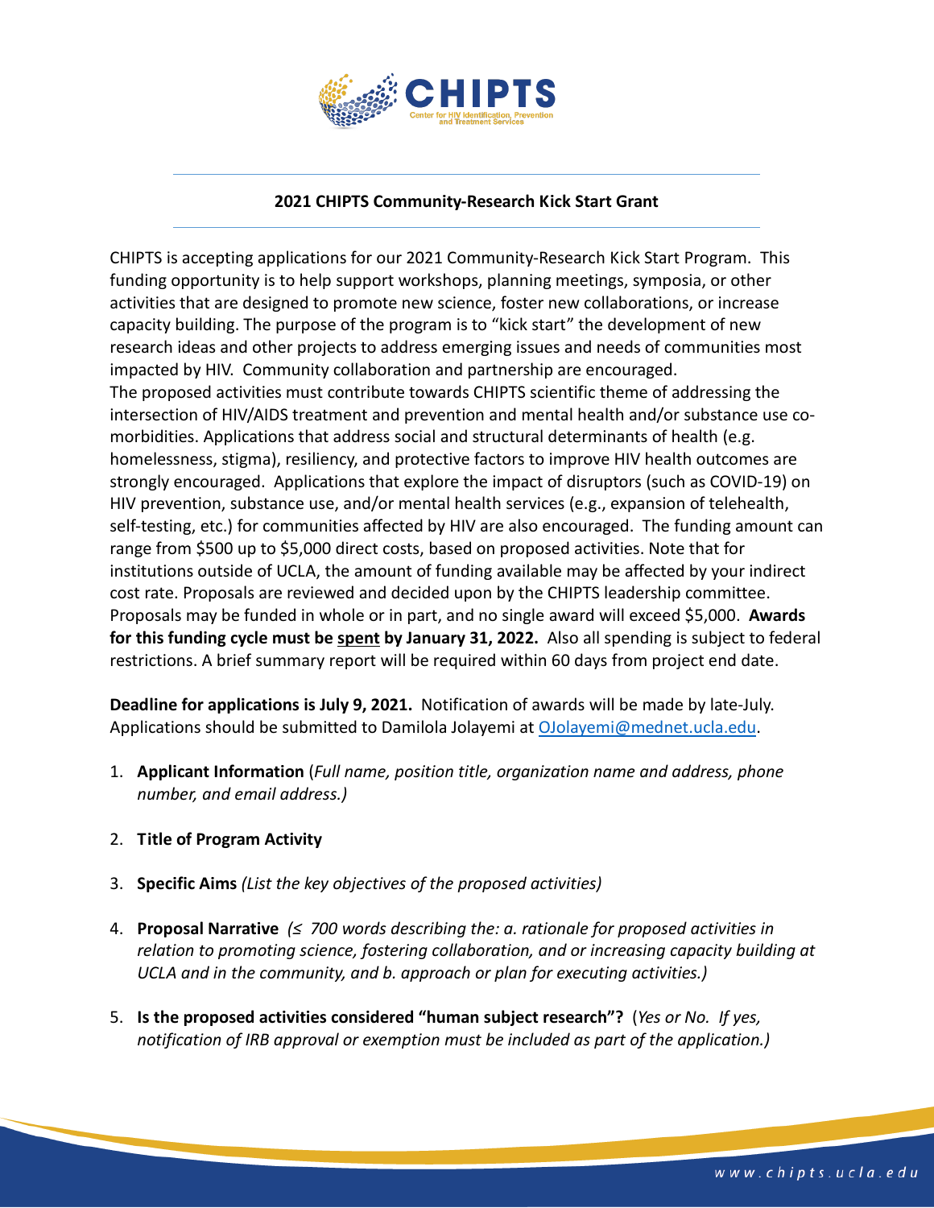# 2021 CHIPTS Community-Research Kick Start Grant

CHIPTS is accepting applications for our 2021 Community-Research Kick Start Program. This funding opportunity is to help support workshops, planning meetings, symposia, or other activities that are designed to promote new science, foster new collaborations, or increase capacity building. The purpose of the program is to "kick start" the development of new research ideas and other projects to address emerging issues and needs of communities most impacted by HIV. Community collaboration and partnership are encouraged.
The proposed activities must contribute towards CHIPTS scientific theme of addressing the intersection of HIV/AIDS treatment and prevention and mental health and/or substance use co-morbidities. Applications that address social and structural determinants of health (e.g. homelessness, stigma), resiliency, and protective factors to improve HIV health outcomes are strongly encouraged. Applications that explore the impact of disruptors (such as COVID-19) on HIV prevention, substance use, and/or mental health services (e.g., expansion of telehealth, self-testing, etc.) for communities affected by HIV are also encouraged. The funding amount can range from $500 up to $5,000 direct costs, based on proposed activities. Note that for institutions outside of UCLA, the amount of funding available may be affected by your indirect cost rate. Proposals are reviewed and decided upon by the CHIPTS leadership committee. Proposals may be funded in whole or in part, and no single award will exceed $5,000. **Awards for this funding cycle must be <u>spent</u> by January 31, 2022.** Also all spending is subject to federal restrictions. A brief summary report will be required within 60 days from project end date.

**Deadline for applications is July 9, 2021.** Notification of awards will be made by late-July. Applications should be submitted to Damilola Jolayemi at OJolayemi@mednet.ucla.edu.

1. **Applicant Information** (*Full name, position title, organization name and address, phone number, and email address.)*

2. **Title of Program Activity**

3. **Specific Aims** *(List the key objectives of the proposed activities)*

4. **Proposal Narrative** *(≤ 700 words describing the: a. rationale for proposed activities in relation to promoting science, fostering collaboration, and or increasing capacity building at UCLA and in the community, and b. approach or plan for executing activities.)*

5. **Is the proposed activities considered "human subject research"?** (*Yes or No. If yes, notification of IRB approval or exemption must be included as part of the application.)*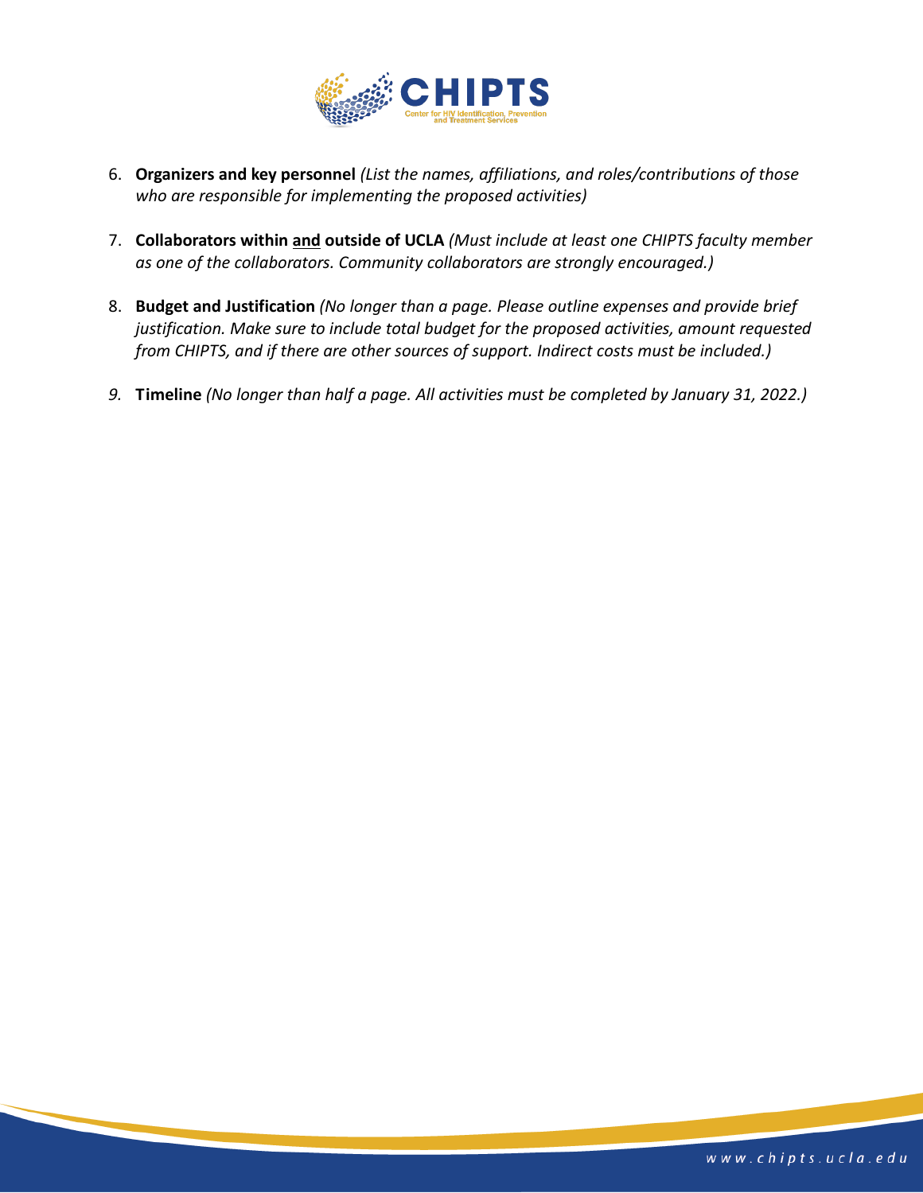6. **Organizers and key personnel** *(List the names, affiliations, and roles/contributions of those who are responsible for implementing the proposed activities)*

7. **Collaborators within <u>and</u> outside of UCLA** *(Must include at least one CHIPTS faculty member as one of the collaborators. Community collaborators are strongly encouraged.)*

8. **Budget and Justification** *(No longer than a page. Please outline expenses and provide brief justification. Make sure to include total budget for the proposed activities, amount requested from CHIPTS, and if there are other sources of support. Indirect costs must be included.)*

9. **Timeline** *(No longer than half a page. All activities must be completed by January 31, 2022.)*